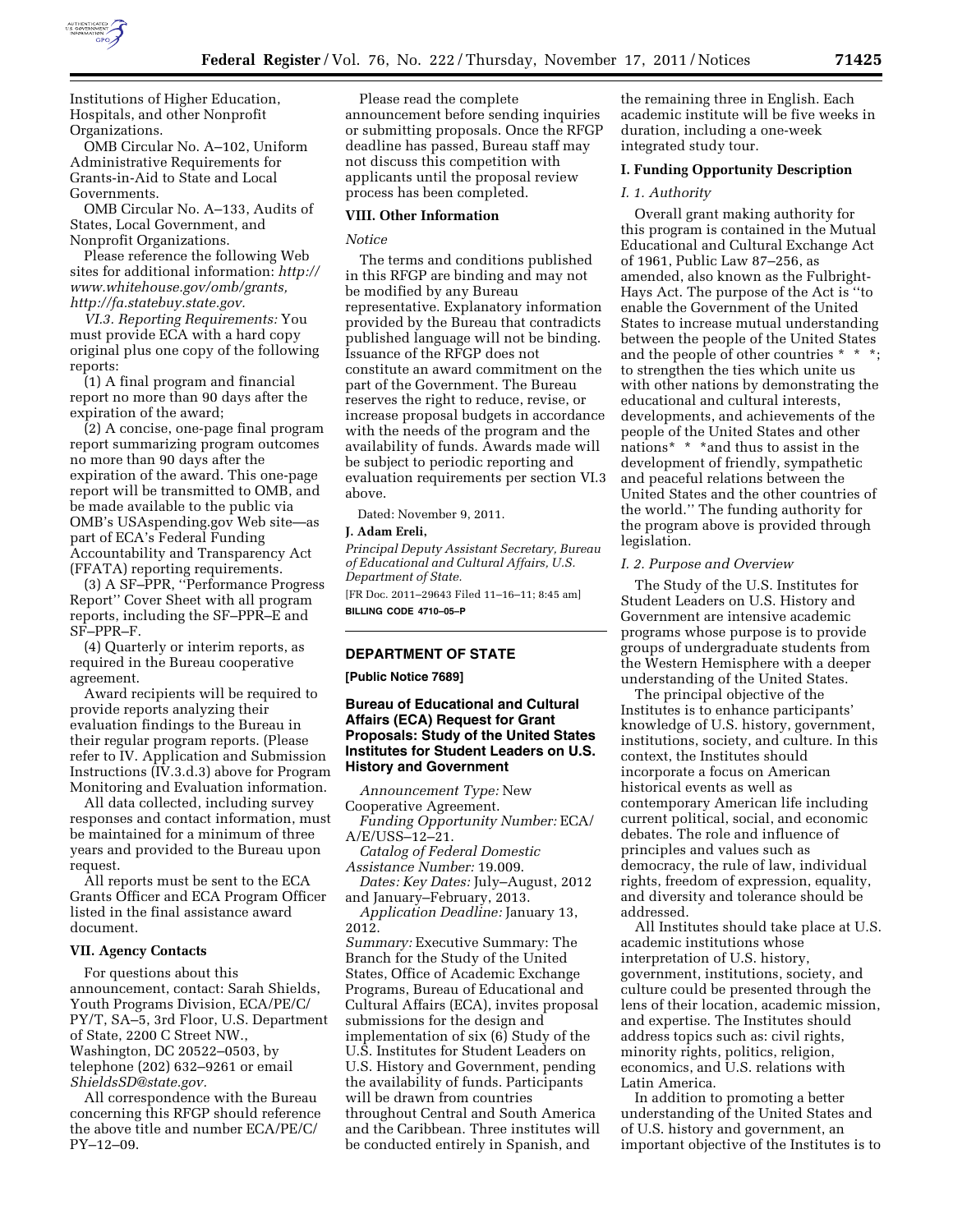Institutions of Higher Education, Hospitals, and other Nonprofit Organizations.

OMB Circular No. A–102, Uniform Administrative Requirements for Grants-in-Aid to State and Local Governments.

OMB Circular No. A–133, Audits of States, Local Government, and Nonprofit Organizations.

Please reference the following Web sites for additional information: *http://www.whitehouse.gov/omb/grants, http://fa.statebuy.state.gov.*

*VI.3. Reporting Requirements:* You must provide ECA with a hard copy original plus one copy of the following reports:

(1) A final program and financial report no more than 90 days after the expiration of the award;

(2) A concise, one-page final program report summarizing program outcomes no more than 90 days after the expiration of the award. This one-page report will be transmitted to OMB, and be made available to the public via OMB's USAspending.gov Web site—as part of ECA's Federal Funding Accountability and Transparency Act (FFATA) reporting requirements.

(3) A SF–PPR, ''Performance Progress Report'' Cover Sheet with all program reports, including the SF–PPR–E and SF–PPR–F.

(4) Quarterly or interim reports, as required in the Bureau cooperative agreement.

Award recipients will be required to provide reports analyzing their evaluation findings to the Bureau in their regular program reports. (Please refer to IV. Application and Submission Instructions (IV.3.d.3) above for Program Monitoring and Evaluation information.

All data collected, including survey responses and contact information, must be maintained for a minimum of three years and provided to the Bureau upon request.

All reports must be sent to the ECA Grants Officer and ECA Program Officer listed in the final assistance award document.

### VII. Agency Contacts

For questions about this announcement, contact: Sarah Shields, Youth Programs Division, ECA/PE/C/PY/T, SA–5, 3rd Floor, U.S. Department of State, 2200 C Street NW., Washington, DC 20522–0503, by telephone (202) 632–9261 or email *ShieldsSD@state.gov.*

All correspondence with the Bureau concerning this RFGP should reference the above title and number ECA/PE/C/PY–12–09.

Please read the complete announcement before sending inquiries or submitting proposals. Once the RFGP deadline has passed, Bureau staff may not discuss this competition with applicants until the proposal review process has been completed.

### VIII. Other Information

*Notice*

The terms and conditions published in this RFGP are binding and may not be modified by any Bureau representative. Explanatory information provided by the Bureau that contradicts published language will not be binding. Issuance of the RFGP does not constitute an award commitment on the part of the Government. The Bureau reserves the right to reduce, revise, or increase proposal budgets in accordance with the needs of the program and the availability of funds. Awards made will be subject to periodic reporting and evaluation requirements per section VI.3 above.

Dated: November 9, 2011.

**J. Adam Ereli,**

*Principal Deputy Assistant Secretary, Bureau of Educational and Cultural Affairs, U.S. Department of State.*

[FR Doc. 2011–29643 Filed 11–16–11; 8:45 am]

**BILLING CODE 4710–05–P**

## DEPARTMENT OF STATE

**[Public Notice 7689]**

## Bureau of Educational and Cultural Affairs (ECA) Request for Grant Proposals: Study of the United States Institutes for Student Leaders on U.S. History and Government

*Announcement Type:* New Cooperative Agreement.

*Funding Opportunity Number:* ECA/A/E/USS–12–21.

*Catalog of Federal Domestic Assistance Number:* 19.009.

*Dates: Key Dates:* July–August, 2012 and January–February, 2013.

*Application Deadline:* January 13, 2012.

*Summary:* Executive Summary: The Branch for the Study of the United States, Office of Academic Exchange Programs, Bureau of Educational and Cultural Affairs (ECA), invites proposal submissions for the design and implementation of six (6) Study of the U.S. Institutes for Student Leaders on U.S. History and Government, pending the availability of funds. Participants will be drawn from countries throughout Central and South America and the Caribbean. Three institutes will be conducted entirely in Spanish, and the remaining three in English. Each academic institute will be five weeks in duration, including a one-week integrated study tour.

### I. Funding Opportunity Description

*I. 1. Authority*

Overall grant making authority for this program is contained in the Mutual Educational and Cultural Exchange Act of 1961, Public Law 87–256, as amended, also known as the Fulbright-Hays Act. The purpose of the Act is ''to enable the Government of the United States to increase mutual understanding between the people of the United States and the people of other countries * * *; to strengthen the ties which unite us with other nations by demonstrating the educational and cultural interests, developments, and achievements of the people of the United States and other nations* * *and thus to assist in the development of friendly, sympathetic and peaceful relations between the United States and the other countries of the world.'' The funding authority for the program above is provided through legislation.

*I. 2. Purpose and Overview*

The Study of the U.S. Institutes for Student Leaders on U.S. History and Government are intensive academic programs whose purpose is to provide groups of undergraduate students from the Western Hemisphere with a deeper understanding of the United States.

The principal objective of the Institutes is to enhance participants' knowledge of U.S. history, government, institutions, society, and culture. In this context, the Institutes should incorporate a focus on American historical events as well as contemporary American life including current political, social, and economic debates. The role and influence of principles and values such as democracy, the rule of law, individual rights, freedom of expression, equality, and diversity and tolerance should be addressed.

All Institutes should take place at U.S. academic institutions whose interpretation of U.S. history, government, institutions, society, and culture could be presented through the lens of their location, academic mission, and expertise. The Institutes should address topics such as: civil rights, minority rights, politics, religion, economics, and U.S. relations with Latin America.

In addition to promoting a better understanding of the United States and of U.S. history and government, an important objective of the Institutes is to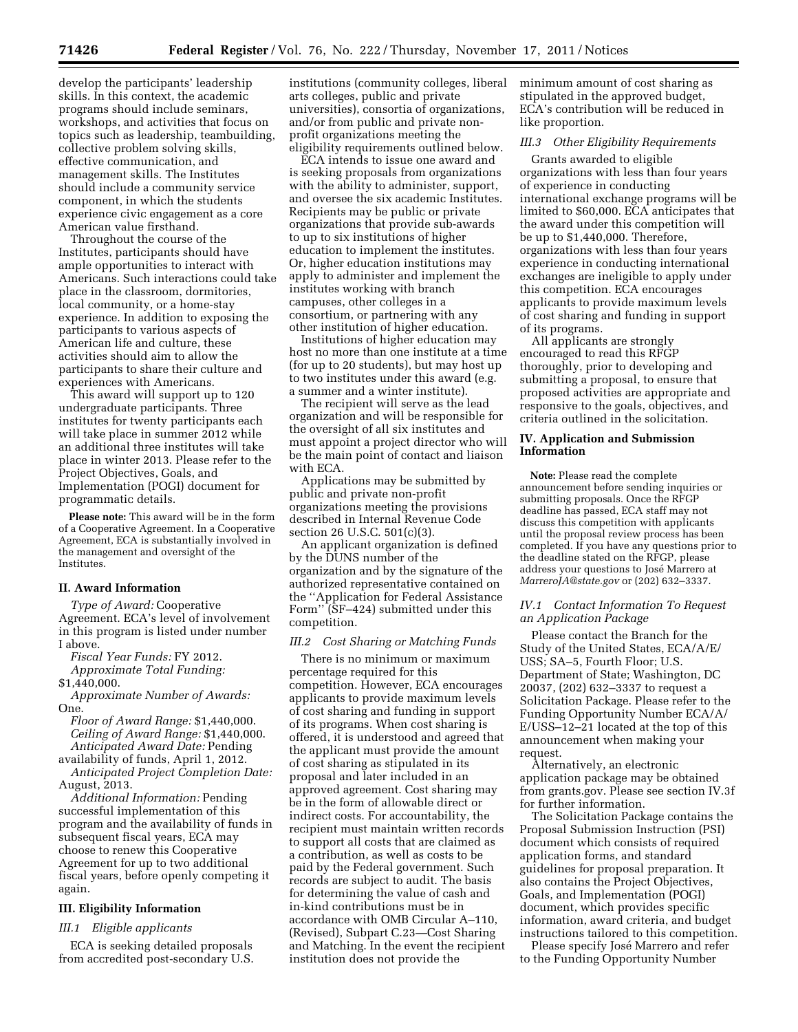develop the participants' leadership skills. In this context, the academic programs should include seminars, workshops, and activities that focus on topics such as leadership, teambuilding, collective problem solving skills, effective communication, and management skills. The Institutes should include a community service component, in which the students experience civic engagement as a core American value firsthand.

Throughout the course of the Institutes, participants should have ample opportunities to interact with Americans. Such interactions could take place in the classroom, dormitories, local community, or a home-stay experience. In addition to exposing the participants to various aspects of American life and culture, these activities should aim to allow the participants to share their culture and experiences with Americans.

This award will support up to 120 undergraduate participants. Three institutes for twenty participants each will take place in summer 2012 while an additional three institutes will take place in winter 2013. Please refer to the Project Objectives, Goals, and Implementation (POGI) document for programmatic details.

**Please note:** This award will be in the form of a Cooperative Agreement. In a Cooperative Agreement, ECA is substantially involved in the management and oversight of the Institutes.

## II. Award Information

*Type of Award:* Cooperative Agreement. ECA's level of involvement in this program is listed under number I above.

*Fiscal Year Funds:* FY 2012.

*Approximate Total Funding:* $1,440,000.

*Approximate Number of Awards:* One.

*Floor of Award Range:* $1,440,000.

*Ceiling of Award Range:* $1,440,000.

*Anticipated Award Date:* Pending availability of funds, April 1, 2012.

*Anticipated Project Completion Date:* August, 2013.

*Additional Information:* Pending successful implementation of this program and the availability of funds in subsequent fiscal years, ECA may choose to renew this Cooperative Agreement for up to two additional fiscal years, before openly competing it again.

## III. Eligibility Information

### *III.1 Eligible applicants*

ECA is seeking detailed proposals from accredited post-secondary U.S. institutions (community colleges, liberal arts colleges, public and private universities), consortia of organizations, and/or from public and private non-profit organizations meeting the eligibility requirements outlined below.

ECA intends to issue one award and is seeking proposals from organizations with the ability to administer, support, and oversee the six academic Institutes. Recipients may be public or private organizations that provide sub-awards to up to six institutions of higher education to implement the institutes. Or, higher education institutions may apply to administer and implement the institutes working with branch campuses, other colleges in a consortium, or partnering with any other institution of higher education.

Institutions of higher education may host no more than one institute at a time (for up to 20 students), but may host up to two institutes under this award (e.g. a summer and a winter institute).

The recipient will serve as the lead organization and will be responsible for the oversight of all six institutes and must appoint a project director who will be the main point of contact and liaison with ECA.

Applications may be submitted by public and private non-profit organizations meeting the provisions described in Internal Revenue Code section 26 U.S.C. 501(c)(3).

An applicant organization is defined by the DUNS number of the organization and by the signature of the authorized representative contained on the ''Application for Federal Assistance Form'' (SF–424) submitted under this competition.

### *III.2 Cost Sharing or Matching Funds*

There is no minimum or maximum percentage required for this competition. However, ECA encourages applicants to provide maximum levels of cost sharing and funding in support of its programs. When cost sharing is offered, it is understood and agreed that the applicant must provide the amount of cost sharing as stipulated in its proposal and later included in an approved agreement. Cost sharing may be in the form of allowable direct or indirect costs. For accountability, the recipient must maintain written records to support all costs that are claimed as a contribution, as well as costs to be paid by the Federal government. Such records are subject to audit. The basis for determining the value of cash and in-kind contributions must be in accordance with OMB Circular A–110, (Revised), Subpart C.23—Cost Sharing and Matching. In the event the recipient institution does not provide the minimum amount of cost sharing as stipulated in the approved budget, ECA's contribution will be reduced in like proportion.

### *III.3 Other Eligibility Requirements*

Grants awarded to eligible organizations with less than four years of experience in conducting international exchange programs will be limited to $60,000. ECA anticipates that the award under this competition will be up to $1,440,000. Therefore, organizations with less than four years experience in conducting international exchanges are ineligible to apply under this competition. ECA encourages applicants to provide maximum levels of cost sharing and funding in support of its programs.

All applicants are strongly encouraged to read this RFGP thoroughly, prior to developing and submitting a proposal, to ensure that proposed activities are appropriate and responsive to the goals, objectives, and criteria outlined in the solicitation.

## IV. Application and Submission Information

**Note:** Please read the complete announcement before sending inquiries or submitting proposals. Once the RFGP deadline has passed, ECA staff may not discuss this competition with applicants until the proposal review process has been completed. If you have any questions prior to the deadline stated on the RFGP, please address your questions to José Marrero at *MarreroJA@state.gov* or (202) 632–3337.

### *IV.1 Contact Information To Request an Application Package*

Please contact the Branch for the Study of the United States, ECA/A/E/USS; SA–5, Fourth Floor; U.S. Department of State; Washington, DC 20037, (202) 632–3337 to request a Solicitation Package. Please refer to the Funding Opportunity Number ECA/A/E/USS–12–21 located at the top of this announcement when making your request.

Alternatively, an electronic application package may be obtained from grants.gov. Please see section IV.3f for further information.

The Solicitation Package contains the Proposal Submission Instruction (PSI) document which consists of required application forms, and standard guidelines for proposal preparation. It also contains the Project Objectives, Goals, and Implementation (POGI) document, which provides specific information, award criteria, and budget instructions tailored to this competition.

Please specify José Marrero and refer to the Funding Opportunity Number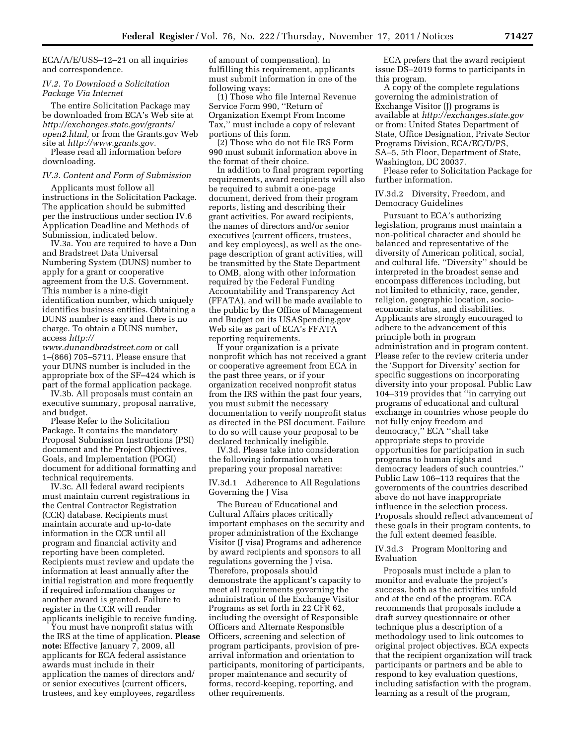ECA/A/E/USS–12–21 on all inquiries and correspondence.

*IV.2. To Download a Solicitation Package Via Internet*

The entire Solicitation Package may be downloaded from ECA's Web site at *http://exchanges.state.gov/grants/open2.html,* or from the Grants.gov Web site at *http://www.grants.gov.*

Please read all information before downloading.

*IV.3. Content and Form of Submission*

Applicants must follow all instructions in the Solicitation Package. The application should be submitted per the instructions under section IV.6 Application Deadline and Methods of Submission, indicated below.

IV.3a. You are required to have a Dun and Bradstreet Data Universal Numbering System (DUNS) number to apply for a grant or cooperative agreement from the U.S. Government. This number is a nine-digit identification number, which uniquely identifies business entities. Obtaining a DUNS number is easy and there is no charge. To obtain a DUNS number, access *http://www.dunandbradstreet.com* or call 1–(866) 705–5711. Please ensure that your DUNS number is included in the appropriate box of the SF–424 which is part of the formal application package.

IV.3b. All proposals must contain an executive summary, proposal narrative, and budget.

Please Refer to the Solicitation Package. It contains the mandatory Proposal Submission Instructions (PSI) document and the Project Objectives, Goals, and Implementation (POGI) document for additional formatting and technical requirements.

IV.3c. All federal award recipients must maintain current registrations in the Central Contractor Registration (CCR) database. Recipients must maintain accurate and up-to-date information in the CCR until all program and financial activity and reporting have been completed. Recipients must review and update the information at least annually after the initial registration and more frequently if required information changes or another award is granted. Failure to register in the CCR will render applicants ineligible to receive funding.

You must have nonprofit status with the IRS at the time of application. **Please note:** Effective January 7, 2009, all applicants for ECA federal assistance awards must include in their application the names of directors and/or senior executives (current officers, trustees, and key employees, regardless of amount of compensation). In fulfilling this requirement, applicants must submit information in one of the following ways:

(1) Those who file Internal Revenue Service Form 990, ''Return of Organization Exempt From Income Tax,'' must include a copy of relevant portions of this form.

(2) Those who do not file IRS Form 990 must submit information above in the format of their choice.

In addition to final program reporting requirements, award recipients will also be required to submit a one-page document, derived from their program reports, listing and describing their grant activities. For award recipients, the names of directors and/or senior executives (current officers, trustees, and key employees), as well as the one-page description of grant activities, will be transmitted by the State Department to OMB, along with other information required by the Federal Funding Accountability and Transparency Act (FFATA), and will be made available to the public by the Office of Management and Budget on its USASpending.gov Web site as part of ECA's FFATA reporting requirements.

If your organization is a private nonprofit which has not received a grant or cooperative agreement from ECA in the past three years, or if your organization received nonprofit status from the IRS within the past four years, you must submit the necessary documentation to verify nonprofit status as directed in the PSI document. Failure to do so will cause your proposal to be declared technically ineligible.

IV.3d. Please take into consideration the following information when preparing your proposal narrative:

IV.3d.1 Adherence to All Regulations Governing the J Visa

The Bureau of Educational and Cultural Affairs places critically important emphases on the security and proper administration of the Exchange Visitor (J visa) Programs and adherence by award recipients and sponsors to all regulations governing the J visa. Therefore, proposals should demonstrate the applicant's capacity to meet all requirements governing the administration of the Exchange Visitor Programs as set forth in 22 CFR 62, including the oversight of Responsible Officers and Alternate Responsible Officers, screening and selection of program participants, provision of pre-arrival information and orientation to participants, monitoring of participants, proper maintenance and security of forms, record-keeping, reporting, and other requirements.

ECA prefers that the award recipient issue DS–2019 forms to participants in this program.

A copy of the complete regulations governing the administration of Exchange Visitor (J) programs is available at *http://exchanges.state.gov* or from: United States Department of State, Office Designation, Private Sector Programs Division, ECA/EC/D/PS, SA–5, 5th Floor, Department of State, Washington, DC 20037.

Please refer to Solicitation Package for further information.

IV.3d.2 Diversity, Freedom, and Democracy Guidelines

Pursuant to ECA's authorizing legislation, programs must maintain a non-political character and should be balanced and representative of the diversity of American political, social, and cultural life. ''Diversity'' should be interpreted in the broadest sense and encompass differences including, but not limited to ethnicity, race, gender, religion, geographic location, socio-economic status, and disabilities. Applicants are strongly encouraged to adhere to the advancement of this principle both in program administration and in program content. Please refer to the review criteria under the 'Support for Diversity' section for specific suggestions on incorporating diversity into your proposal. Public Law 104–319 provides that ''in carrying out programs of educational and cultural exchange in countries whose people do not fully enjoy freedom and democracy,'' ECA ''shall take appropriate steps to provide opportunities for participation in such programs to human rights and democracy leaders of such countries.'' Public Law 106–113 requires that the governments of the countries described above do not have inappropriate influence in the selection process. Proposals should reflect advancement of these goals in their program contents, to the full extent deemed feasible.

IV.3d.3 Program Monitoring and Evaluation

Proposals must include a plan to monitor and evaluate the project's success, both as the activities unfold and at the end of the program. ECA recommends that proposals include a draft survey questionnaire or other technique plus a description of a methodology used to link outcomes to original project objectives. ECA expects that the recipient organization will track participants or partners and be able to respond to key evaluation questions, including satisfaction with the program, learning as a result of the program,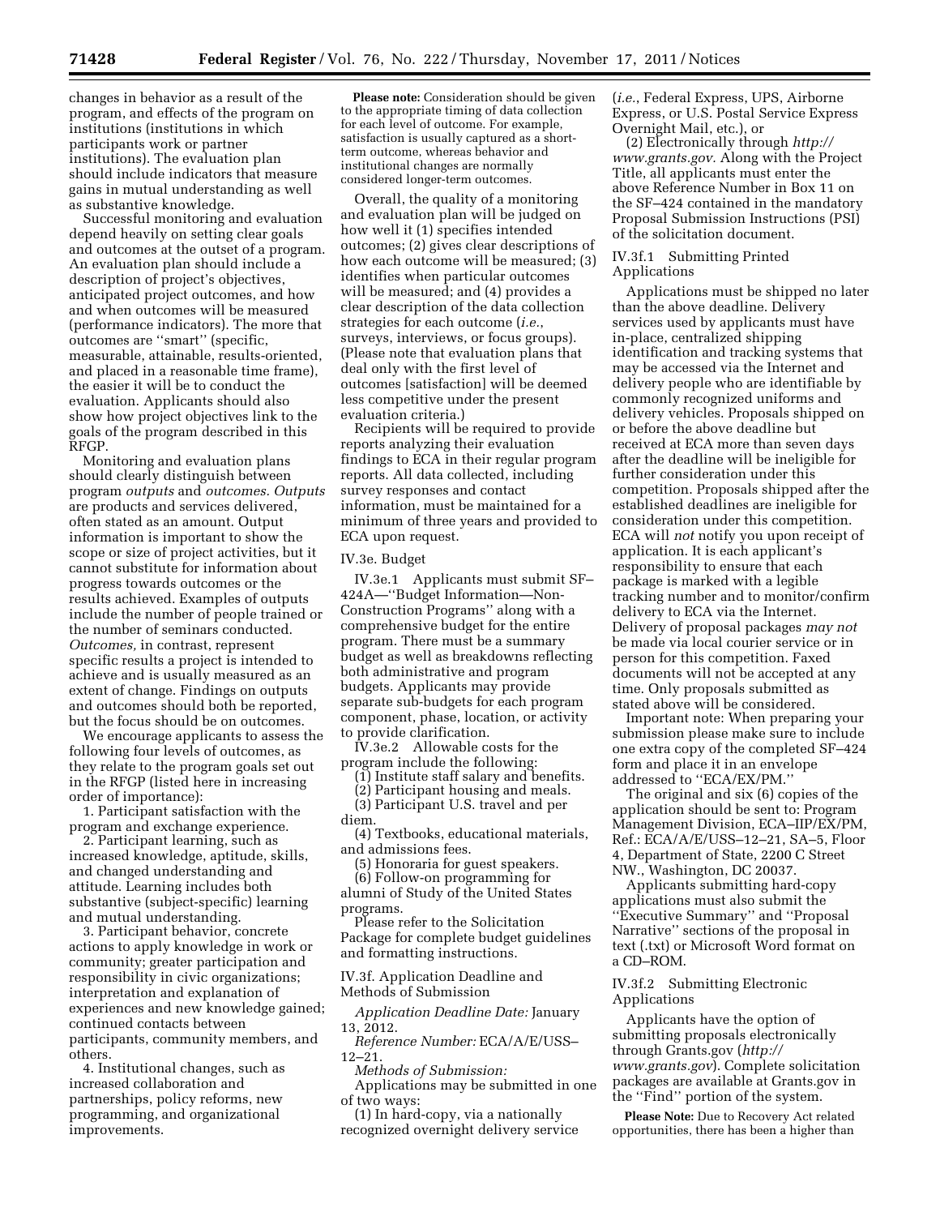changes in behavior as a result of the program, and effects of the program on institutions (institutions in which participants work or partner institutions). The evaluation plan should include indicators that measure gains in mutual understanding as well as substantive knowledge.

Successful monitoring and evaluation depend heavily on setting clear goals and outcomes at the outset of a program. An evaluation plan should include a description of project's objectives, anticipated project outcomes, and how and when outcomes will be measured (performance indicators). The more that outcomes are ''smart'' (specific, measurable, attainable, results-oriented, and placed in a reasonable time frame), the easier it will be to conduct the evaluation. Applicants should also show how project objectives link to the goals of the program described in this RFGP.

Monitoring and evaluation plans should clearly distinguish between program *outputs* and *outcomes. Outputs* are products and services delivered, often stated as an amount. Output information is important to show the scope or size of project activities, but it cannot substitute for information about progress towards outcomes or the results achieved. Examples of outputs include the number of people trained or the number of seminars conducted. *Outcomes,* in contrast, represent specific results a project is intended to achieve and is usually measured as an extent of change. Findings on outputs and outcomes should both be reported, but the focus should be on outcomes.

We encourage applicants to assess the following four levels of outcomes, as they relate to the program goals set out in the RFGP (listed here in increasing order of importance):

1. Participant satisfaction with the program and exchange experience.
2. Participant learning, such as increased knowledge, aptitude, skills, and changed understanding and attitude. Learning includes both substantive (subject-specific) learning and mutual understanding.
3. Participant behavior, concrete actions to apply knowledge in work or community; greater participation and responsibility in civic organizations; interpretation and explanation of experiences and new knowledge gained; continued contacts between participants, community members, and others.
4. Institutional changes, such as increased collaboration and partnerships, policy reforms, new programming, and organizational improvements.

**Please note:** Consideration should be given to the appropriate timing of data collection for each level of outcome. For example, satisfaction is usually captured as a short-term outcome, whereas behavior and institutional changes are normally considered longer-term outcomes.

Overall, the quality of a monitoring and evaluation plan will be judged on how well it (1) specifies intended outcomes; (2) gives clear descriptions of how each outcome will be measured; (3) identifies when particular outcomes will be measured; and (4) provides a clear description of the data collection strategies for each outcome (*i.e.,* surveys, interviews, or focus groups). (Please note that evaluation plans that deal only with the first level of outcomes [satisfaction] will be deemed less competitive under the present evaluation criteria.)

Recipients will be required to provide reports analyzing their evaluation findings to ECA in their regular program reports. All data collected, including survey responses and contact information, must be maintained for a minimum of three years and provided to ECA upon request.

IV.3e. Budget

IV.3e.1 Applicants must submit SF–424A—''Budget Information—Non-Construction Programs'' along with a comprehensive budget for the entire program. There must be a summary budget as well as breakdowns reflecting both administrative and program budgets. Applicants may provide separate sub-budgets for each program component, phase, location, or activity to provide clarification.

IV.3e.2 Allowable costs for the program include the following:

(1) Institute staff salary and benefits.
(2) Participant housing and meals.
(3) Participant U.S. travel and per diem.
(4) Textbooks, educational materials, and admissions fees.
(5) Honoraria for guest speakers.
(6) Follow-on programming for alumni of Study of the United States programs.

Please refer to the Solicitation Package for complete budget guidelines and formatting instructions.

IV.3f. Application Deadline and Methods of Submission

*Application Deadline Date:* January 13, 2012.

*Reference Number:* ECA/A/E/USS–12–21.

*Methods of Submission:*

Applications may be submitted in one of two ways:

(1) In hard-copy, via a nationally recognized overnight delivery service (*i.e.,* Federal Express, UPS, Airborne Express, or U.S. Postal Service Express Overnight Mail, etc.), or

(2) Electronically through *http://www.grants.gov.* Along with the Project Title, all applicants must enter the above Reference Number in Box 11 on the SF–424 contained in the mandatory Proposal Submission Instructions (PSI) of the solicitation document.

IV.3f.1 Submitting Printed Applications

Applications must be shipped no later than the above deadline. Delivery services used by applicants must have in-place, centralized shipping identification and tracking systems that may be accessed via the Internet and delivery people who are identifiable by commonly recognized uniforms and delivery vehicles. Proposals shipped on or before the above deadline but received at ECA more than seven days after the deadline will be ineligible for further consideration under this competition. Proposals shipped after the established deadlines are ineligible for consideration under this competition. ECA will *not* notify you upon receipt of application. It is each applicant's responsibility to ensure that each package is marked with a legible tracking number and to monitor/confirm delivery to ECA via the Internet. Delivery of proposal packages *may not* be made via local courier service or in person for this competition. Faxed documents will not be accepted at any time. Only proposals submitted as stated above will be considered.

Important note: When preparing your submission please make sure to include one extra copy of the completed SF–424 form and place it in an envelope addressed to ''ECA/EX/PM.''

The original and six (6) copies of the application should be sent to: Program Management Division, ECA–IIP/EX/PM, Ref.: ECA/A/E/USS–12–21, SA–5, Floor 4, Department of State, 2200 C Street NW., Washington, DC 20037.

Applicants submitting hard-copy applications must also submit the ''Executive Summary'' and ''Proposal Narrative'' sections of the proposal in text (.txt) or Microsoft Word format on a CD–ROM.

IV.3f.2 Submitting Electronic Applications

Applicants have the option of submitting proposals electronically through Grants.gov (*http://www.grants.gov*). Complete solicitation packages are available at Grants.gov in the ''Find'' portion of the system.

**Please Note:** Due to Recovery Act related opportunities, there has been a higher than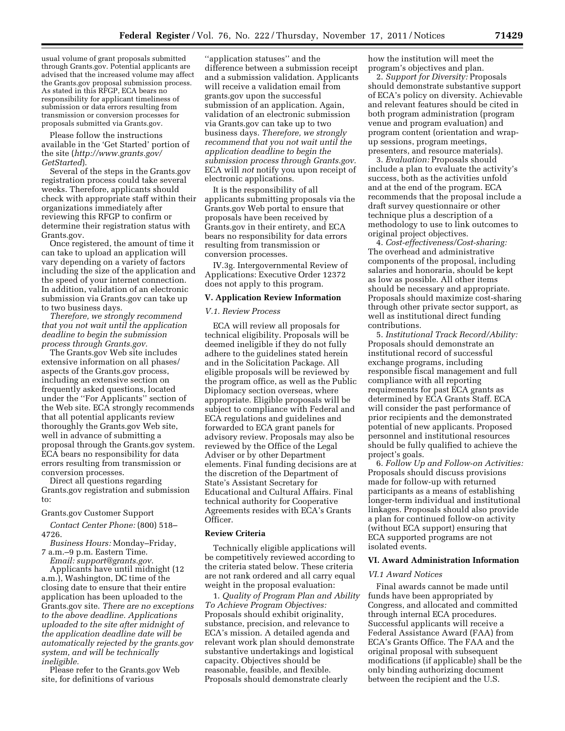usual volume of grant proposals submitted through Grants.gov. Potential applicants are advised that the increased volume may affect the Grants.gov proposal submission process. As stated in this RFGP, ECA bears no responsibility for applicant timeliness of submission or data errors resulting from transmission or conversion processes for proposals submitted via Grants.gov.

Please follow the instructions available in the 'Get Started' portion of the site (*http://www.grants.gov/GetStarted*).

Several of the steps in the Grants.gov registration process could take several weeks. Therefore, applicants should check with appropriate staff within their organizations immediately after reviewing this RFGP to confirm or determine their registration status with Grants.gov.

Once registered, the amount of time it can take to upload an application will vary depending on a variety of factors including the size of the application and the speed of your internet connection. In addition, validation of an electronic submission via Grants.gov can take up to two business days.

*Therefore, we strongly recommend that you not wait until the application deadline to begin the submission process through Grants.gov.*

The Grants.gov Web site includes extensive information on all phases/aspects of the Grants.gov process, including an extensive section on frequently asked questions, located under the ''For Applicants'' section of the Web site. ECA strongly recommends that all potential applicants review thoroughly the Grants.gov Web site, well in advance of submitting a proposal through the Grants.gov system. ECA bears no responsibility for data errors resulting from transmission or conversion processes.

Direct all questions regarding Grants.gov registration and submission to:

Grants.gov Customer Support

*Contact Center Phone:* (800) 518–4726.

*Business Hours:* Monday–Friday, 7 a.m.–9 p.m. Eastern Time.

*Email: support@grants.gov.*

Applicants have until midnight (12 a.m.), Washington, DC time of the closing date to ensure that their entire application has been uploaded to the Grants.gov site. *There are no exceptions to the above deadline. Applications uploaded to the site after midnight of the application deadline date will be automatically rejected by the grants.gov system, and will be technically ineligible.*

Please refer to the Grants.gov Web site, for definitions of various ''application statuses'' and the difference between a submission receipt and a submission validation. Applicants will receive a validation email from grants.gov upon the successful submission of an application. Again, validation of an electronic submission via Grants.gov can take up to two business days. *Therefore, we strongly recommend that you not wait until the application deadline to begin the submission process through Grants.gov.* ECA will *not* notify you upon receipt of electronic applications.

It is the responsibility of all applicants submitting proposals via the Grants.gov Web portal to ensure that proposals have been received by Grants.gov in their entirety, and ECA bears no responsibility for data errors resulting from transmission or conversion processes.

IV.3g. Intergovernmental Review of Applications: Executive Order 12372 does not apply to this program.

## V. Application Review Information

### *V.1. Review Process*

ECA will review all proposals for technical eligibility. Proposals will be deemed ineligible if they do not fully adhere to the guidelines stated herein and in the Solicitation Package. All eligible proposals will be reviewed by the program office, as well as the Public Diplomacy section overseas, where appropriate. Eligible proposals will be subject to compliance with Federal and ECA regulations and guidelines and forwarded to ECA grant panels for advisory review. Proposals may also be reviewed by the Office of the Legal Adviser or by other Department elements. Final funding decisions are at the discretion of the Department of State's Assistant Secretary for Educational and Cultural Affairs. Final technical authority for Cooperative Agreements resides with ECA's Grants Officer.

### Review Criteria

Technically eligible applications will be competitively reviewed according to the criteria stated below. These criteria are not rank ordered and all carry equal weight in the proposal evaluation:

1. *Quality of Program Plan and Ability To Achieve Program Objectives:* Proposals should exhibit originality, substance, precision, and relevance to ECA's mission. A detailed agenda and relevant work plan should demonstrate substantive undertakings and logistical capacity. Objectives should be reasonable, feasible, and flexible. Proposals should demonstrate clearly how the institution will meet the program's objectives and plan.

2. *Support for Diversity:* Proposals should demonstrate substantive support of ECA's policy on diversity. Achievable and relevant features should be cited in both program administration (program venue and program evaluation) and program content (orientation and wrap-up sessions, program meetings, presenters, and resource materials).

3. *Evaluation:* Proposals should include a plan to evaluate the activity's success, both as the activities unfold and at the end of the program. ECA recommends that the proposal include a draft survey questionnaire or other technique plus a description of a methodology to use to link outcomes to original project objectives.

4. *Cost-effectiveness/Cost-sharing:* The overhead and administrative components of the proposal, including salaries and honoraria, should be kept as low as possible. All other items should be necessary and appropriate. Proposals should maximize cost-sharing through other private sector support, as well as institutional direct funding contributions.

5. *Institutional Track Record/Ability:* Proposals should demonstrate an institutional record of successful exchange programs, including responsible fiscal management and full compliance with all reporting requirements for past ECA grants as determined by ECA Grants Staff. ECA will consider the past performance of prior recipients and the demonstrated potential of new applicants. Proposed personnel and institutional resources should be fully qualified to achieve the project's goals.

6. *Follow Up and Follow-on Activities:* Proposals should discuss provisions made for follow-up with returned participants as a means of establishing longer-term individual and institutional linkages. Proposals should also provide a plan for continued follow-on activity (without ECA support) ensuring that ECA supported programs are not isolated events.

## VI. Award Administration Information

### *VI.1 Award Notices*

Final awards cannot be made until funds have been appropriated by Congress, and allocated and committed through internal ECA procedures. Successful applicants will receive a Federal Assistance Award (FAA) from ECA's Grants Office. The FAA and the original proposal with subsequent modifications (if applicable) shall be the only binding authorizing document between the recipient and the U.S.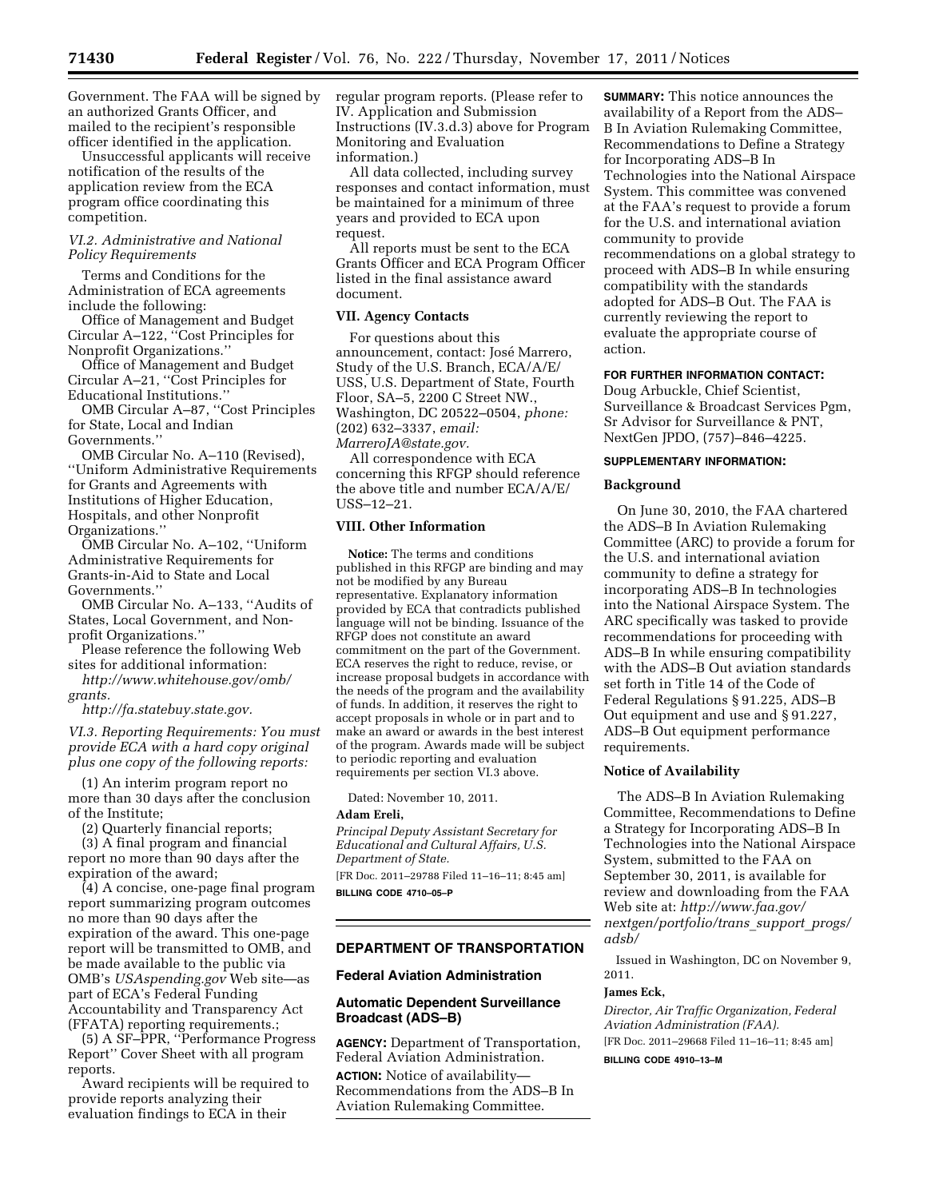Government. The FAA will be signed by an authorized Grants Officer, and mailed to the recipient's responsible officer identified in the application.

Unsuccessful applicants will receive notification of the results of the application review from the ECA program office coordinating this competition.

*VI.2. Administrative and National Policy Requirements*

Terms and Conditions for the Administration of ECA agreements include the following:

Office of Management and Budget Circular A–122, ''Cost Principles for Nonprofit Organizations.''

Office of Management and Budget Circular A–21, ''Cost Principles for Educational Institutions.''

OMB Circular A–87, ''Cost Principles for State, Local and Indian Governments.''

OMB Circular No. A–110 (Revised), ''Uniform Administrative Requirements for Grants and Agreements with Institutions of Higher Education, Hospitals, and other Nonprofit Organizations.''

OMB Circular No. A–102, ''Uniform Administrative Requirements for Grants-in-Aid to State and Local Governments.''

OMB Circular No. A–133, ''Audits of States, Local Government, and Non-profit Organizations.''

Please reference the following Web sites for additional information:

*http://www.whitehouse.gov/omb/grants.*

*http://fa.statebuy.state.gov.*

*VI.3. Reporting Requirements: You must provide ECA with a hard copy original plus one copy of the following reports:*

(1) An interim program report no more than 30 days after the conclusion of the Institute;

(2) Quarterly financial reports;

(3) A final program and financial report no more than 90 days after the expiration of the award;

(4) A concise, one-page final program report summarizing program outcomes no more than 90 days after the expiration of the award. This one-page report will be transmitted to OMB, and be made available to the public via OMB's *USAspending.gov* Web site—as part of ECA's Federal Funding Accountability and Transparency Act (FFATA) reporting requirements.;

(5) A SF–PPR, ''Performance Progress Report'' Cover Sheet with all program reports.

Award recipients will be required to provide reports analyzing their evaluation findings to ECA in their regular program reports. (Please refer to IV. Application and Submission Instructions (IV.3.d.3) above for Program Monitoring and Evaluation information.)

All data collected, including survey responses and contact information, must be maintained for a minimum of three years and provided to ECA upon request.

All reports must be sent to the ECA Grants Officer and ECA Program Officer listed in the final assistance award document.

**VII. Agency Contacts**

For questions about this announcement, contact: José Marrero, Study of the U.S. Branch, ECA/A/E/USS, U.S. Department of State, Fourth Floor, SA–5, 2200 C Street NW., Washington, DC 20522–0504, *phone:* (202) 632–3337, *email: MarreroJA@state.gov.*

All correspondence with ECA concerning this RFGP should reference the above title and number ECA/A/E/USS–12–21.

**VIII. Other Information**

**Notice:** The terms and conditions published in this RFGP are binding and may not be modified by any Bureau representative. Explanatory information provided by ECA that contradicts published language will not be binding. Issuance of the RFGP does not constitute an award commitment on the part of the Government. ECA reserves the right to reduce, revise, or increase proposal budgets in accordance with the needs of the program and the availability of funds. In addition, it reserves the right to accept proposals in whole or in part and to make an award or awards in the best interest of the program. Awards made will be subject to periodic reporting and evaluation requirements per section VI.3 above.

Dated: November 10, 2011.

**Adam Ereli,**

*Principal Deputy Assistant Secretary for Educational and Cultural Affairs, U.S. Department of State.*

[FR Doc. 2011–29788 Filed 11–16–11; 8:45 am]

**BILLING CODE 4710–05–P**

## DEPARTMENT OF TRANSPORTATION

### Federal Aviation Administration

### Automatic Dependent Surveillance Broadcast (ADS–B)

**AGENCY:** Department of Transportation, Federal Aviation Administration.

**ACTION:** Notice of availability—Recommendations from the ADS–B In Aviation Rulemaking Committee.

**SUMMARY:** This notice announces the availability of a Report from the ADS–B In Aviation Rulemaking Committee, Recommendations to Define a Strategy for Incorporating ADS–B In Technologies into the National Airspace System. This committee was convened at the FAA's request to provide a forum for the U.S. and international aviation community to provide recommendations on a global strategy to proceed with ADS–B In while ensuring compatibility with the standards adopted for ADS–B Out. The FAA is currently reviewing the report to evaluate the appropriate course of action.

**FOR FURTHER INFORMATION CONTACT:** Doug Arbuckle, Chief Scientist, Surveillance & Broadcast Services Pgm, Sr Advisor for Surveillance & PNT, NextGen JPDO, (757)–846–4225.

**SUPPLEMENTARY INFORMATION:**

**Background**

On June 30, 2010, the FAA chartered the ADS–B In Aviation Rulemaking Committee (ARC) to provide a forum for the U.S. and international aviation community to define a strategy for incorporating ADS–B In technologies into the National Airspace System. The ARC specifically was tasked to provide recommendations for proceeding with ADS–B In while ensuring compatibility with the ADS–B Out aviation standards set forth in Title 14 of the Code of Federal Regulations § 91.225, ADS–B Out equipment and use and § 91.227, ADS–B Out equipment performance requirements.

**Notice of Availability**

The ADS–B In Aviation Rulemaking Committee, Recommendations to Define a Strategy for Incorporating ADS–B In Technologies into the National Airspace System, submitted to the FAA on September 30, 2011, is available for review and downloading from the FAA Web site at: *http://www.faa.gov/nextgen/portfolio/trans_support_progs/adsb/*

Issued in Washington, DC on November 9, 2011.

**James Eck,**

*Director, Air Traffic Organization, Federal Aviation Administration (FAA).*

[FR Doc. 2011–29668 Filed 11–16–11; 8:45 am]

**BILLING CODE 4910–13–M**